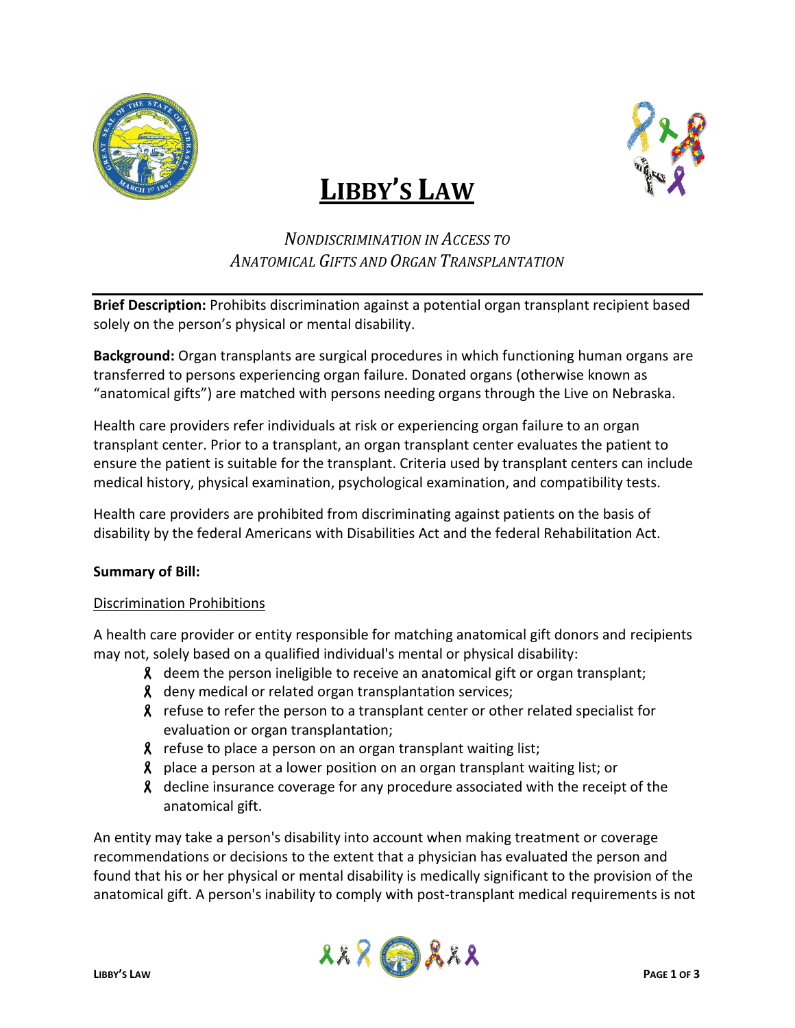# LIBBY'S LAW

*NONDISCRIMINATION IN ACCESS TO ANATOMICAL GIFTS AND ORGAN TRANSPLANTATION*

**Brief Description:** Prohibits discrimination against a potential organ transplant recipient based solely on the person's physical or mental disability.

**Background:** Organ transplants are surgical procedures in which functioning human organs are transferred to persons experiencing organ failure. Donated organs (otherwise known as "anatomical gifts") are matched with persons needing organs through the Live on Nebraska.

Health care providers refer individuals at risk or experiencing organ failure to an organ transplant center. Prior to a transplant, an organ transplant center evaluates the patient to ensure the patient is suitable for the transplant. Criteria used by transplant centers can include medical history, physical examination, psychological examination, and compatibility tests.

Health care providers are prohibited from discriminating against patients on the basis of disability by the federal Americans with Disabilities Act and the federal Rehabilitation Act.

**Summary of Bill:**

Discrimination Prohibitions

A health care provider or entity responsible for matching anatomical gift donors and recipients may not, solely based on a qualified individual's mental or physical disability:

- deem the person ineligible to receive an anatomical gift or organ transplant;
- deny medical or related organ transplantation services;
- refuse to refer the person to a transplant center or other related specialist for evaluation or organ transplantation;
- refuse to place a person on an organ transplant waiting list;
- place a person at a lower position on an organ transplant waiting list; or
- decline insurance coverage for any procedure associated with the receipt of the anatomical gift.

An entity may take a person's disability into account when making treatment or coverage recommendations or decisions to the extent that a physician has evaluated the person and found that his or her physical or mental disability is medically significant to the provision of the anatomical gift. A person's inability to comply with post-transplant medical requirements is not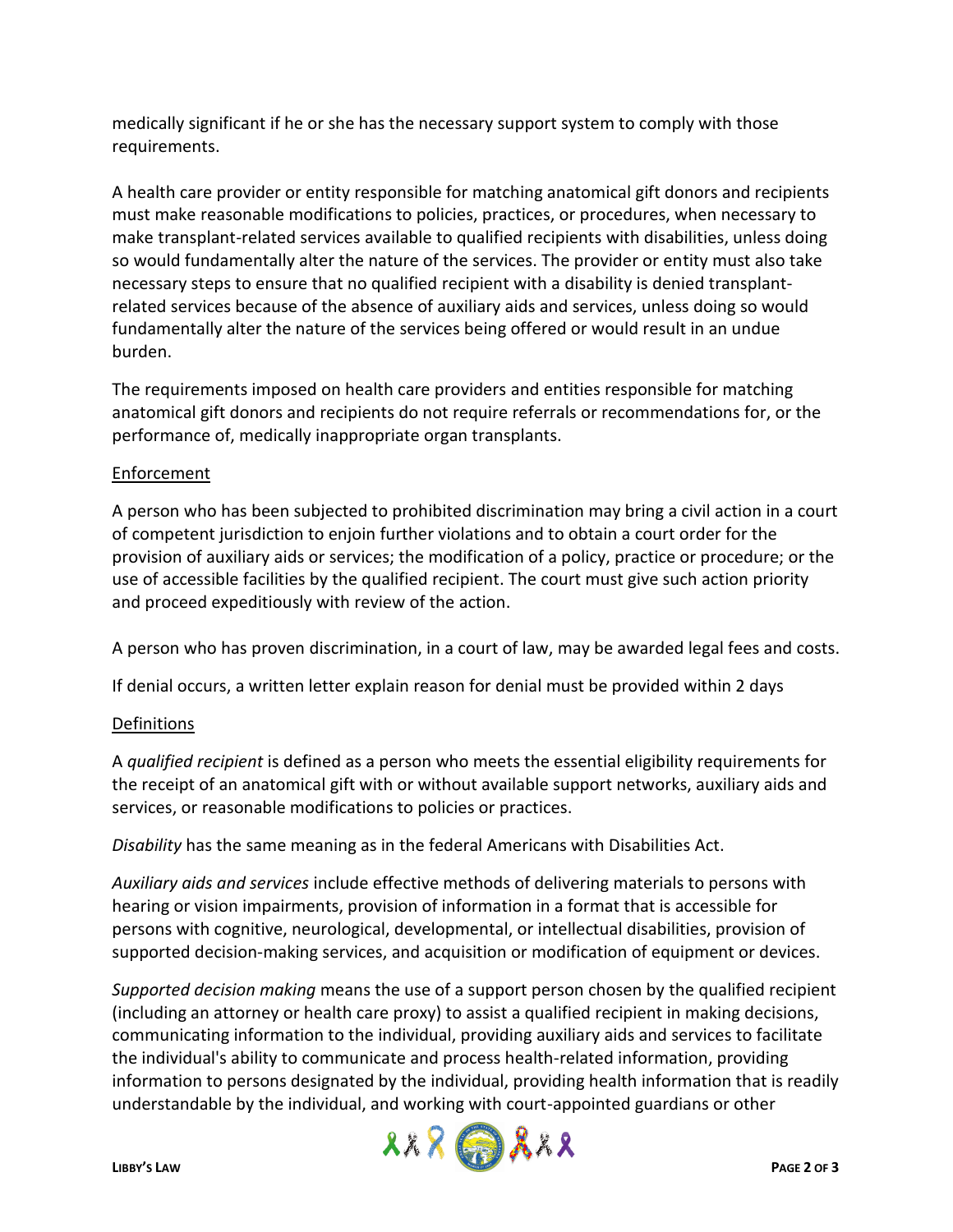medically significant if he or she has the necessary support system to comply with those requirements.

A health care provider or entity responsible for matching anatomical gift donors and recipients must make reasonable modifications to policies, practices, or procedures, when necessary to make transplant-related services available to qualified recipients with disabilities, unless doing so would fundamentally alter the nature of the services. The provider or entity must also take necessary steps to ensure that no qualified recipient with a disability is denied transplant-related services because of the absence of auxiliary aids and services, unless doing so would fundamentally alter the nature of the services being offered or would result in an undue burden.

The requirements imposed on health care providers and entities responsible for matching anatomical gift donors and recipients do not require referrals or recommendations for, or the performance of, medically inappropriate organ transplants.

## Enforcement

A person who has been subjected to prohibited discrimination may bring a civil action in a court of competent jurisdiction to enjoin further violations and to obtain a court order for the provision of auxiliary aids or services; the modification of a policy, practice or procedure; or the use of accessible facilities by the qualified recipient. The court must give such action priority and proceed expeditiously with review of the action.

A person who has proven discrimination, in a court of law, may be awarded legal fees and costs.

If denial occurs, a written letter explain reason for denial must be provided within 2 days

## Definitions

A *qualified recipient* is defined as a person who meets the essential eligibility requirements for the receipt of an anatomical gift with or without available support networks, auxiliary aids and services, or reasonable modifications to policies or practices.

*Disability* has the same meaning as in the federal Americans with Disabilities Act.

*Auxiliary aids and services* include effective methods of delivering materials to persons with hearing or vision impairments, provision of information in a format that is accessible for persons with cognitive, neurological, developmental, or intellectual disabilities, provision of supported decision-making services, and acquisition or modification of equipment or devices.

*Supported decision making* means the use of a support person chosen by the qualified recipient (including an attorney or health care proxy) to assist a qualified recipient in making decisions, communicating information to the individual, providing auxiliary aids and services to facilitate the individual's ability to communicate and process health-related information, providing information to persons designated by the individual, providing health information that is readily understandable by the individual, and working with court-appointed guardians or other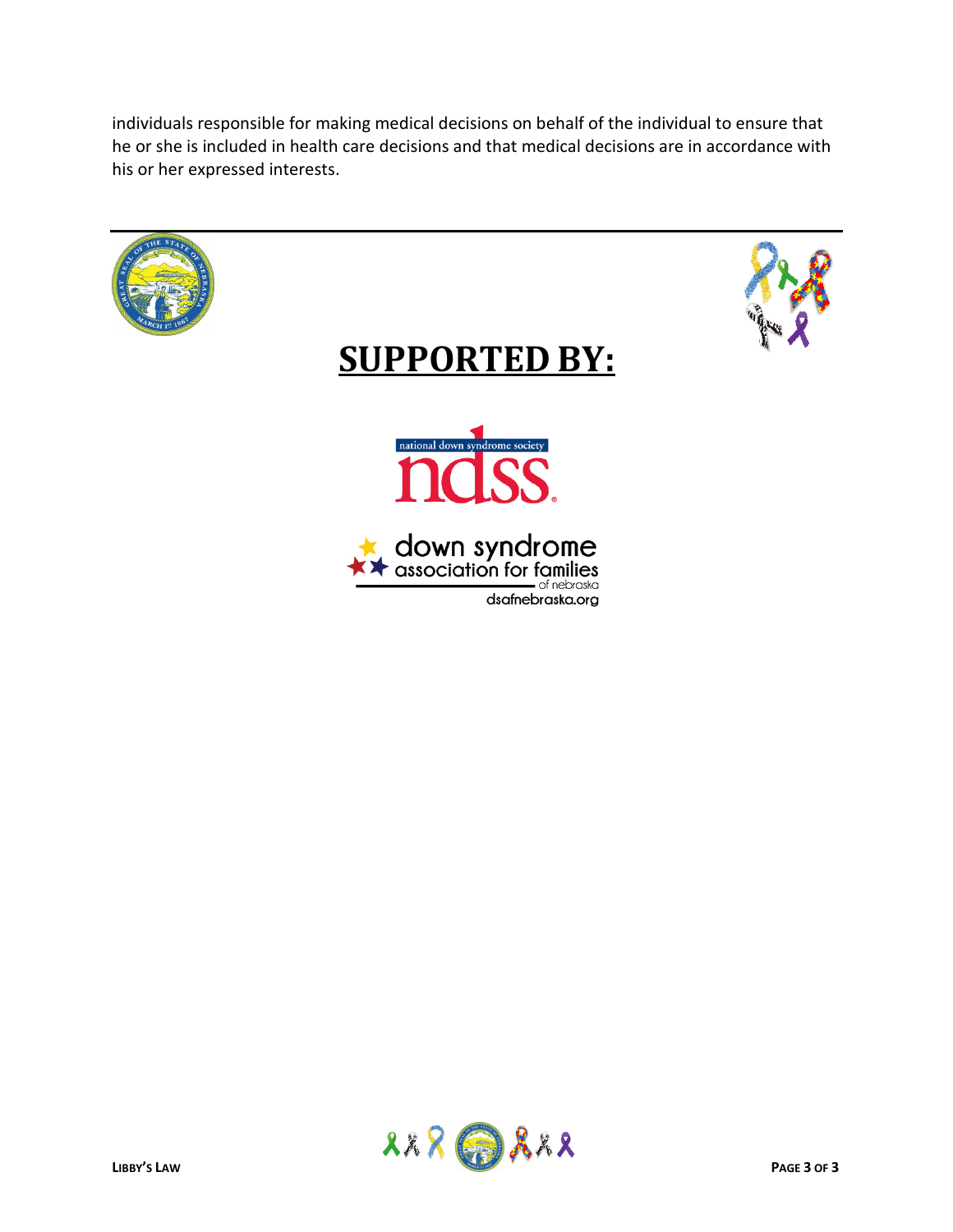individuals responsible for making medical decisions on behalf of the individual to ensure that he or she is included in health care decisions and that medical decisions are in accordance with his or her expressed interests.

---

# SUPPORTED BY:

national down syndrome society

ndss

down syndrome association for families of nebraska

dsafnebraska.org